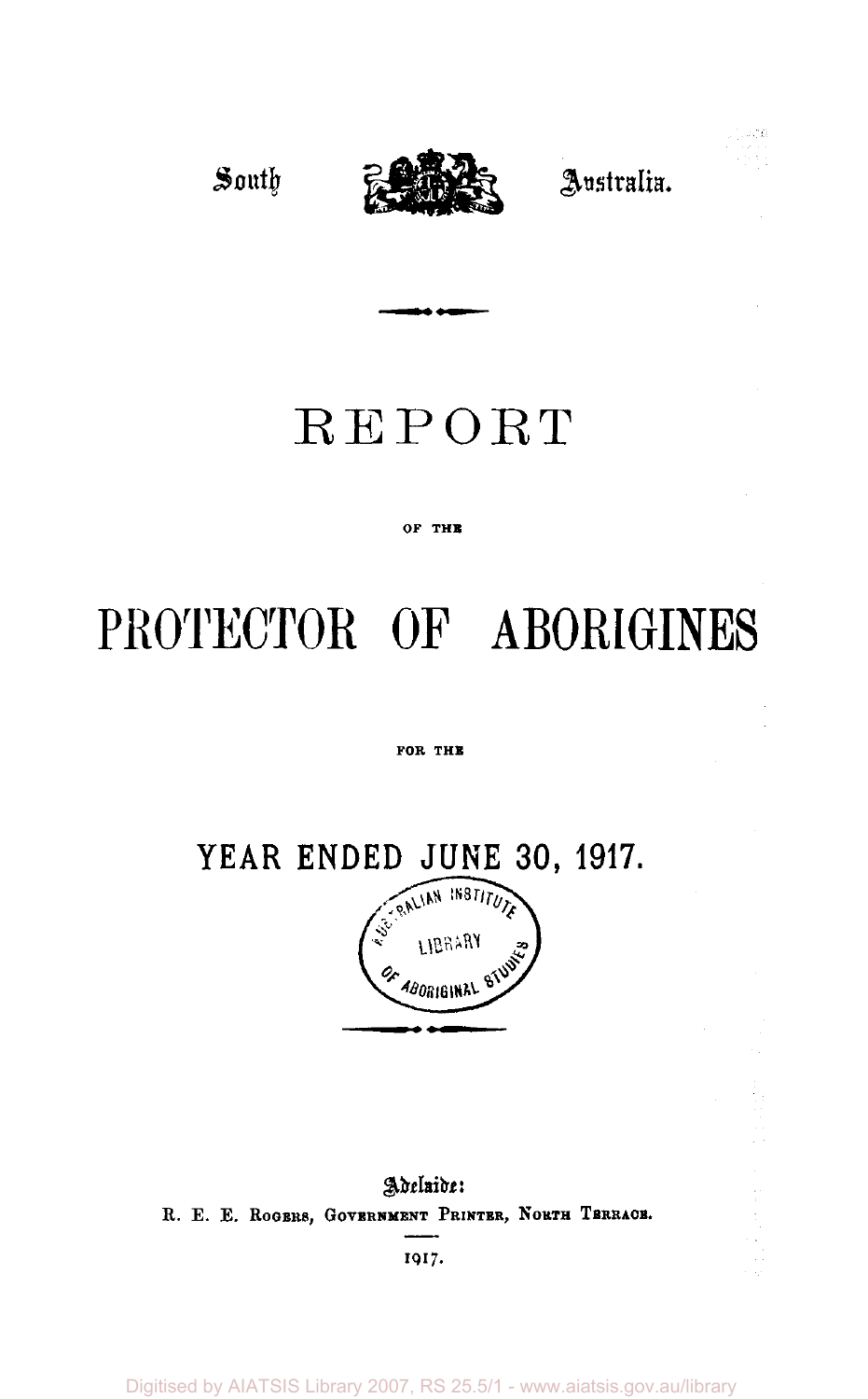South Australia.

# REPORT

OF THE

# PROTECTOR OF ABORIGINES

FOR THE

## YEAR ENDED JUNE 30, 1917.

Adelaide:
R. E. E. Rogers, Government Printer, North Terrace.

1917.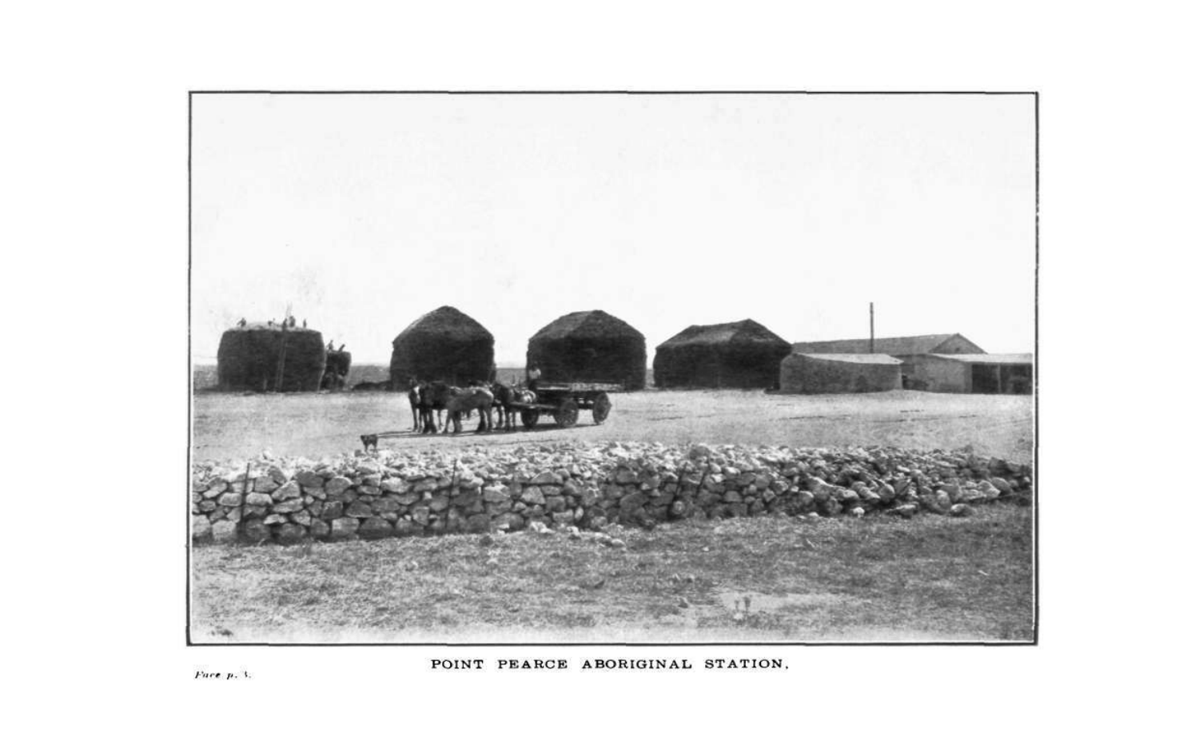POINT PEARCE ABORIGINAL STATION.

*Face p. 3.*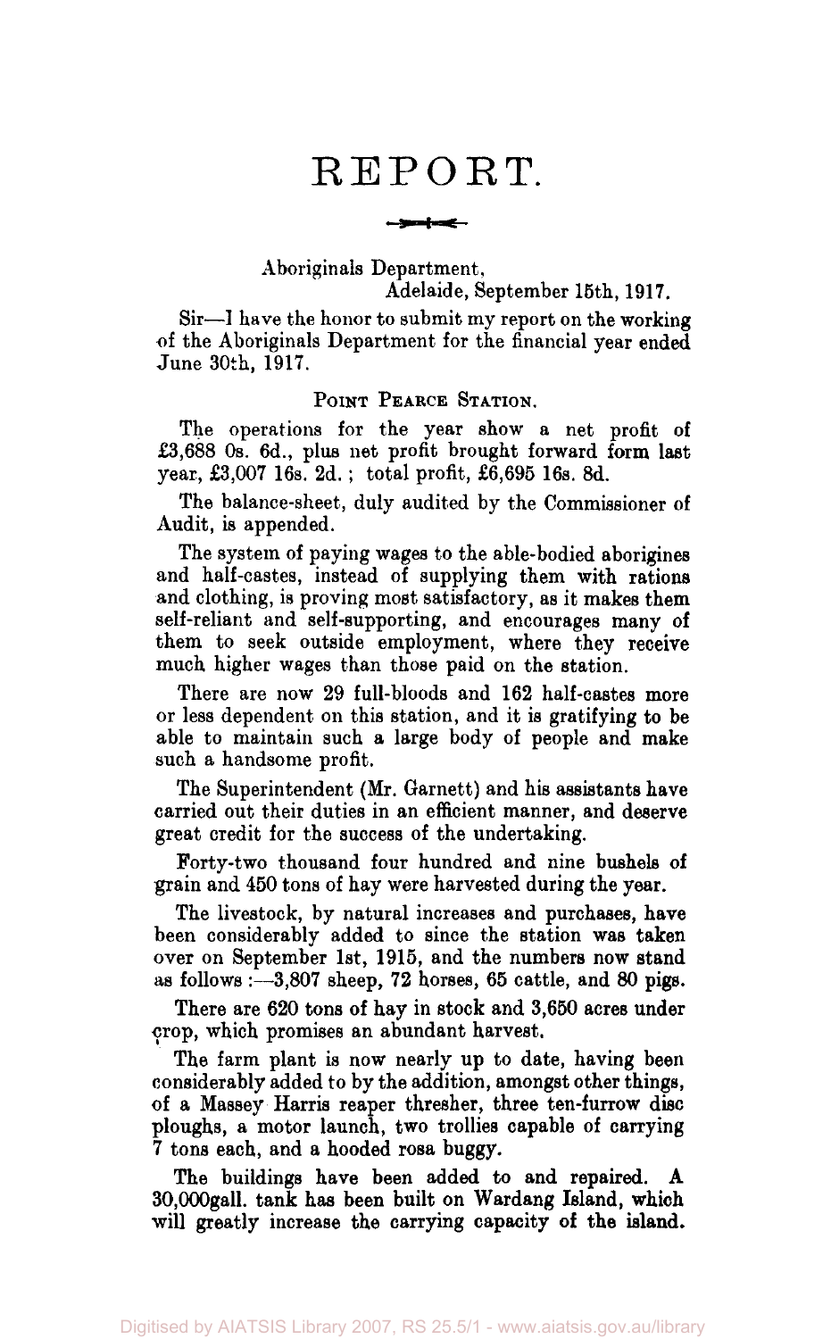# REPORT.

Aboriginals Department,
Adelaide, September 15th, 1917.

Sir—I have the honor to submit my report on the working of the Aboriginals Department for the financial year ended June 30th, 1917.

## POINT PEARCE STATION.

The operations for the year show a net profit of £3,688 0s. 6d., plus net profit brought forward form last year, £3,007 16s. 2d.; total profit, £6,695 16s. 8d.

The balance-sheet, duly audited by the Commissioner of Audit, is appended.

The system of paying wages to the able-bodied aborigines and half-castes, instead of supplying them with rations and clothing, is proving most satisfactory, as it makes them self-reliant and self-supporting, and encourages many of them to seek outside employment, where they receive much higher wages than those paid on the station.

There are now 29 full-bloods and 162 half-castes more or less dependent on this station, and it is gratifying to be able to maintain such a large body of people and make such a handsome profit.

The Superintendent (Mr. Garnett) and his assistants have carried out their duties in an efficient manner, and deserve great credit for the success of the undertaking.

Forty-two thousand four hundred and nine bushels of grain and 450 tons of hay were harvested during the year.

The livestock, by natural increases and purchases, have been considerably added to since the station was taken over on September 1st, 1915, and the numbers now stand as follows:—3,807 sheep, 72 horses, 65 cattle, and 80 pigs.

There are 620 tons of hay in stock and 3,650 acres under crop, which promises an abundant harvest.

The farm plant is now nearly up to date, having been considerably added to by the addition, amongst other things, of a Massey Harris reaper thresher, three ten-furrow disc ploughs, a motor launch, two trollies capable of carrying 7 tons each, and a hooded rosa buggy.

The buildings have been added to and repaired. A 30,000gall. tank has been built on Wardang Island, which will greatly increase the carrying capacity of the island.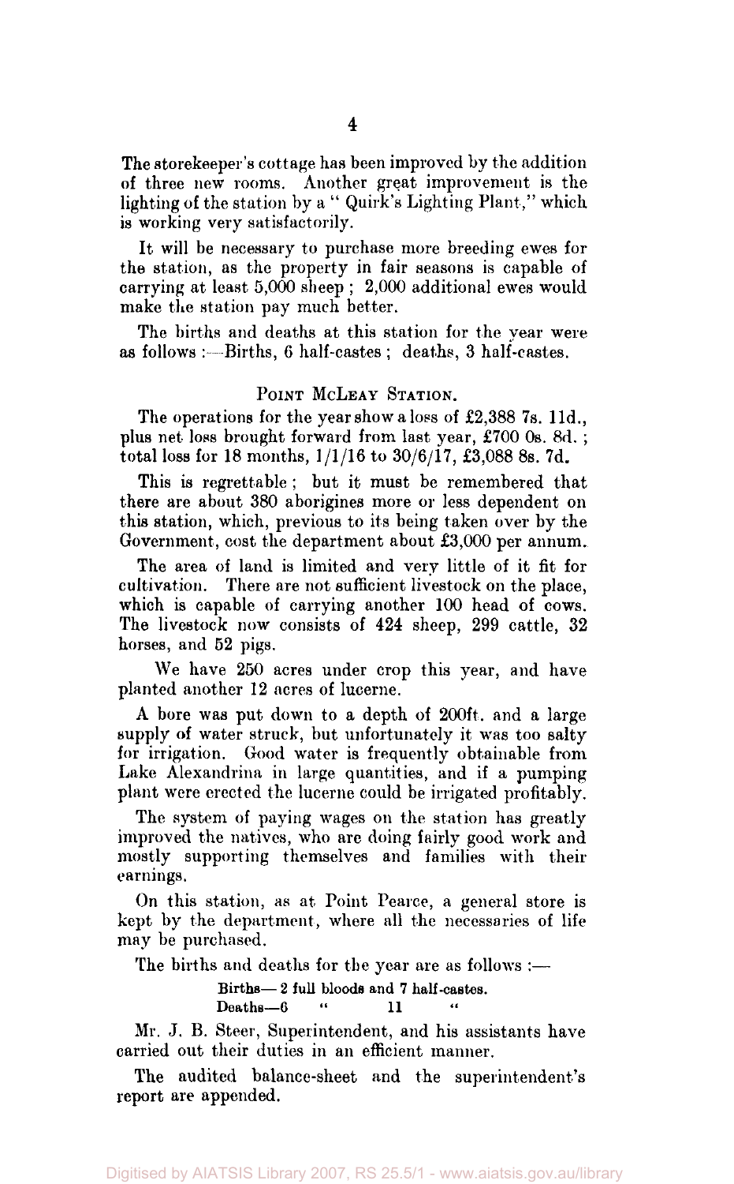The storekeeper's cottage has been improved by the addition of three new rooms. Another great improvement is the lighting of the station by a " Quirk's Lighting Plant," which is working very satisfactorily.

It will be necessary to purchase more breeding ewes for the station, as the property in fair seasons is capable of carrying at least 5,000 sheep ; 2,000 additional ewes would make the station pay much better.

The births and deaths at this station for the year were as follows :—Births, 6 half-castes ; deaths, 3 half-castes.

## POINT MCLEAY STATION.

The operations for the year show a loss of £2,388 7s. 11d., plus net loss brought forward from last year, £700 0s. 8d. ; total loss for 18 months, 1/1/16 to 30/6/17, £3,088 8s. 7d.

This is regrettable ; but it must be remembered that there are about 380 aborigines more or less dependent on this station, which, previous to its being taken over by the Government, cost the department about £3,000 per annum.

The area of land is limited and very little of it fit for cultivation. There are not sufficient livestock on the place, which is capable of carrying another 100 head of cows. The livestock now consists of 424 sheep, 299 cattle, 32 horses, and 52 pigs.

We have 250 acres under crop this year, and have planted another 12 acres of lucerne.

A bore was put down to a depth of 200ft. and a large supply of water struck, but unfortunately it was too salty for irrigation. Good water is frequently obtainable from Lake Alexandrina in large quantities, and if a pumping plant were erected the lucerne could be irrigated profitably.

The system of paying wages on the station has greatly improved the natives, who are doing fairly good work and mostly supporting themselves and families with their earnings.

On this station, as at Point Pearce, a general store is kept by the department, where all the necessaries of life may be purchased.

The births and deaths for the year are as follows :—

Births—2 full bloods and 7 half-castes.
Deaths—6 " 11 "

Mr. J. B. Steer, Superintendent, and his assistants have carried out their duties in an efficient manner.

The audited balance-sheet and the superintendent's report are appended.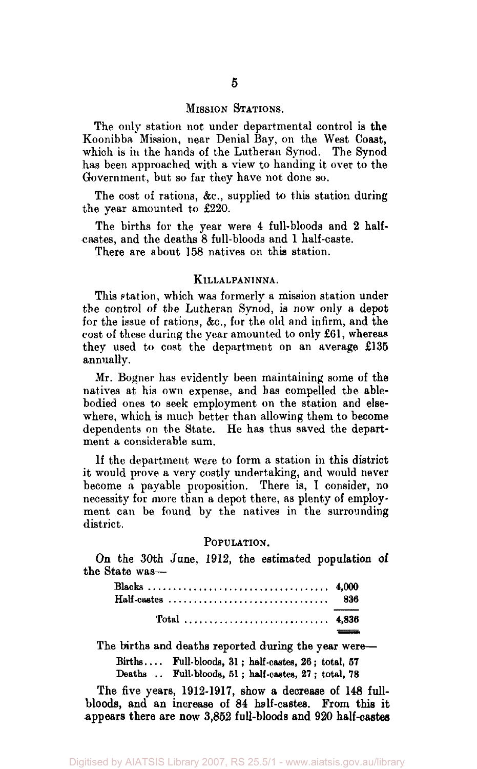## MISSION STATIONS.

The only station not under departmental control is the Koonibba Mission, near Denial Bay, on the West Coast, which is in the hands of the Lutheran Synod. The Synod has been approached with a view to handing it over to the Government, but so far they have not done so.

The cost of rations, &c., supplied to this station during the year amounted to £220.

The births for the year were 4 full-bloods and 2 half-castes, and the deaths 8 full-bloods and 1 half-caste.

There are about 158 natives on this station.

## KILLALPANINNA.

This station, which was formerly a mission station under the control of the Lutheran Synod, is now only a depot for the issue of rations, &c., for the old and infirm, and the cost of these during the year amounted to only £61, whereas they used to cost the department on an average £135 annually.

Mr. Bogner has evidently been maintaining some of the natives at his own expense, and has compelled the able-bodied ones to seek employment on the station and elsewhere, which is much better than allowing them to become dependents on the State. He has thus saved the department a considerable sum.

If the department were to form a station in this district it would prove a very costly undertaking, and would never become a payable proposition. There is, I consider, no necessity for more than a depot there, as plenty of employment can be found by the natives in the surrounding district.

## POPULATION.

On the 30th June, 1912, the estimated population of the State was—

| | |
|---|---|
| Blacks | 4,000 |
| Half-castes | 836 |
| Total | 4,836 |

The births and deaths reported during the year were—

Births.... Full-bloods, 31; half-castes, 26; total, 57

Deaths .. Full-bloods, 51; half-castes, 27; total, 78

The five years, 1912-1917, show a decrease of 148 full-bloods, and an increase of 84 half-castes. From this it appears there are now 3,852 full-bloods and 920 half-castes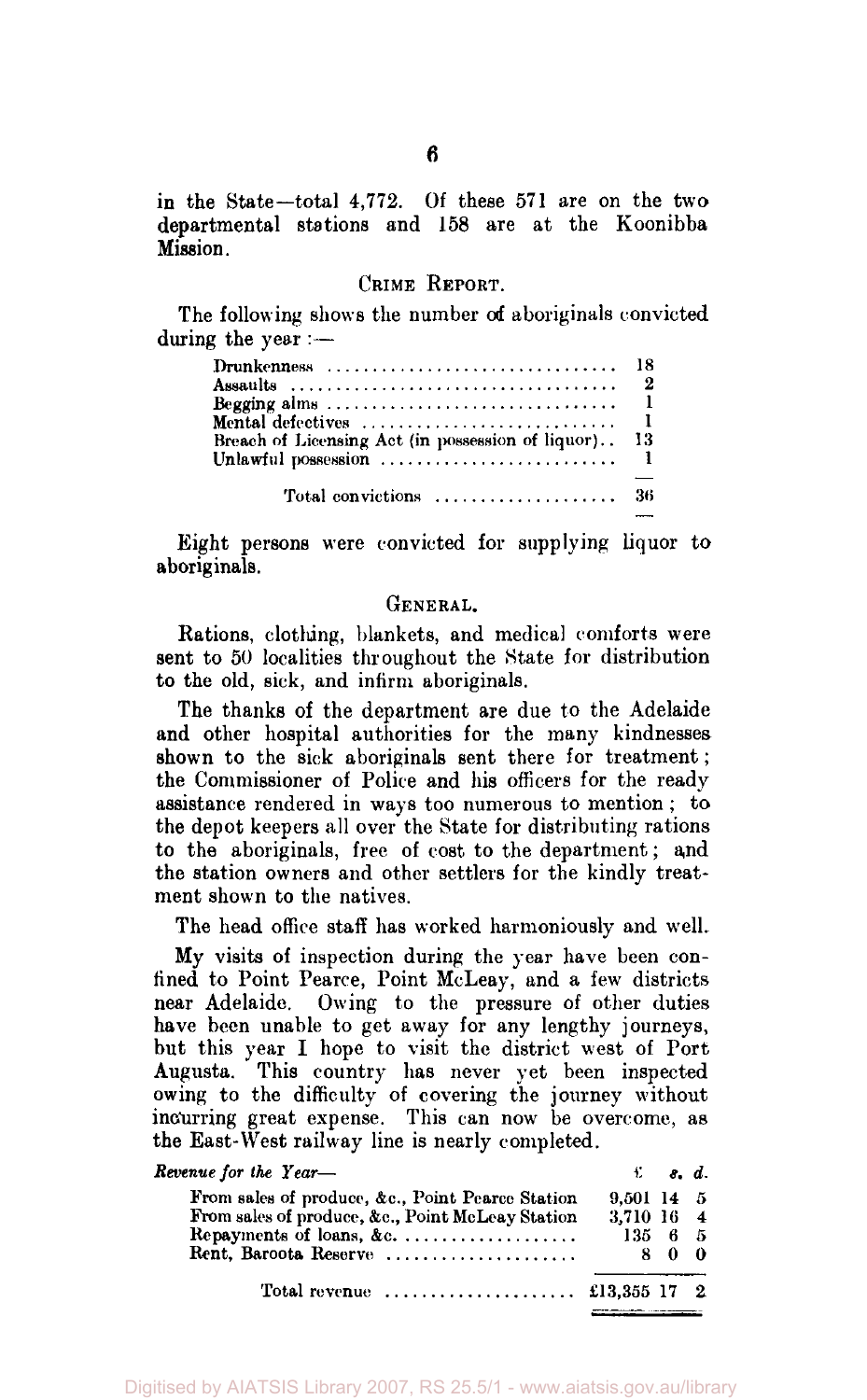in the State—total 4,772. Of these 571 are on the two departmental stations and 158 are at the Koonibba Mission.

## CRIME REPORT.

The following shows the number of aboriginals convicted during the year :—

| | |
|---|---|
| Drunkenness | 18 |
| Assaults | 2 |
| Begging alms | 1 |
| Mental defectives | 1 |
| Breach of Licensing Act (in possession of liquor) | 13 |
| Unlawful possession | 1 |
| Total convictions | 36 |

Eight persons were convicted for supplying liquor to aboriginals.

## GENERAL.

Rations, clothing, blankets, and medical comforts were sent to 50 localities throughout the State for distribution to the old, sick, and infirm aboriginals.

The thanks of the department are due to the Adelaide and other hospital authorities for the many kindnesses shown to the sick aboriginals sent there for treatment; the Commissioner of Police and his officers for the ready assistance rendered in ways too numerous to mention; to the depot keepers all over the State for distributing rations to the aboriginals, free of cost to the department; and the station owners and other settlers for the kindly treatment shown to the natives.

The head office staff has worked harmoniously and well.

My visits of inspection during the year have been confined to Point Pearce, Point McLeay, and a few districts near Adelaide. Owing to the pressure of other duties have been unable to get away for any lengthy journeys, but this year I hope to visit the district west of Port Augusta. This country has never yet been inspected owing to the difficulty of covering the journey without incurring great expense. This can now be overcome, as the East-West railway line is nearly completed.

| *Revenue for the Year—* | £ | s. | d. |
|---|---|---|---|
| From sales of produce, &c., Point Pearce Station | 9,501 | 14 | 5 |
| From sales of produce, &c., Point McLeay Station | 3,710 | 16 | 4 |
| Repayments of loans, &c. | 135 | 6 | 5 |
| Rent, Baroota Reserve | 8 | 0 | 0 |
| Total revenue | £13,355 | 17 | 2 |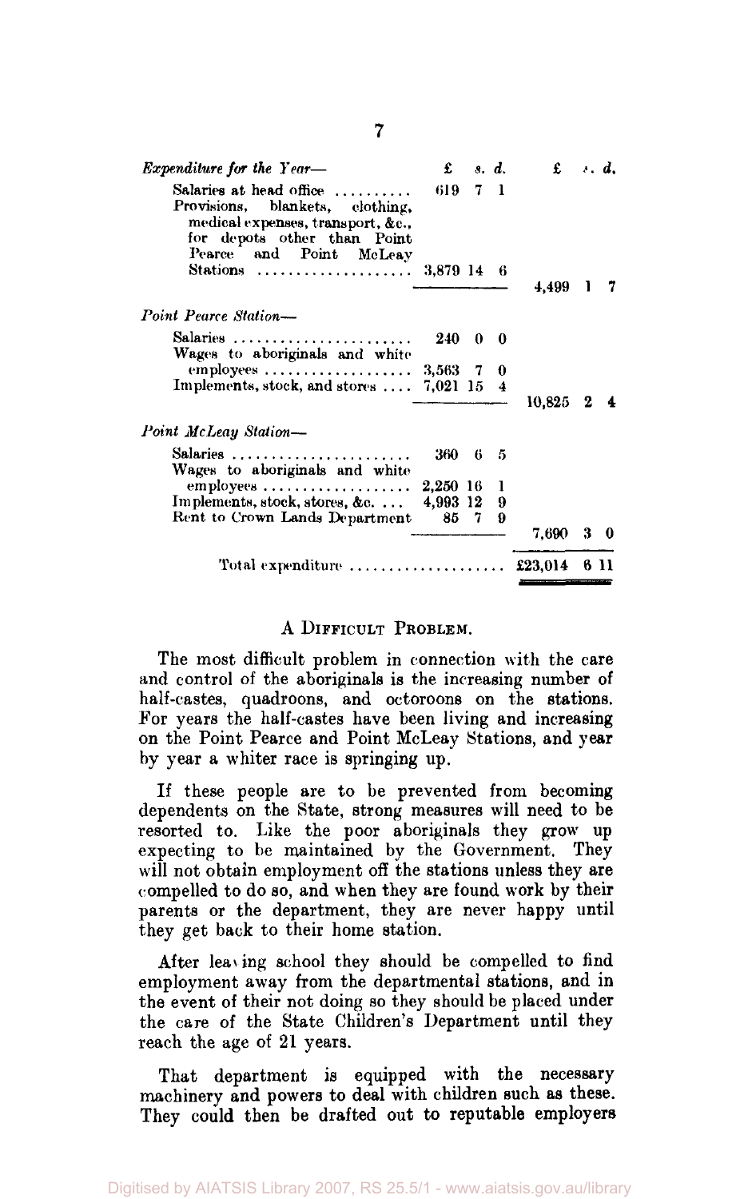| *Expenditure for the Year—* | £ s. d. | £ s. d. |
|---|---|---|
| Salaries at head office | 619 7 1 | |
| Provisions, blankets, clothing, medical expenses, transport, &c., for depots other than Point Pearce and Point McLeay Stations | 3,879 14 6 | |
| | | 4,499 1 7 |
| *Point Pearce Station—* | | |
| Salaries | 240 0 0 | |
| Wages to aboriginals and white employees | 3,563 7 0 | |
| Implements, stock, and stores | 7,021 15 4 | |
| | | 10,825 2 4 |
| *Point McLeay Station—* | | |
| Salaries | 360 6 5 | |
| Wages to aboriginals and white employees | 2,250 16 1 | |
| Implements, stock, stores, &c. | 4,993 12 9 | |
| Rent to Crown Lands Department | 85 7 9 | |
| | | 7,690 3 0 |
| Total expenditure | | £23,014 6 11 |

## A Difficult Problem.

The most difficult problem in connection with the care and control of the aboriginals is the increasing number of half-castes, quadroons, and octoroons on the stations. For years the half-castes have been living and increasing on the Point Pearce and Point McLeay Stations, and year by year a whiter race is springing up.

If these people are to be prevented from becoming dependents on the State, strong measures will need to be resorted to. Like the poor aboriginals they grow up expecting to be maintained by the Government. They will not obtain employment off the stations unless they are compelled to do so, and when they are found work by their parents or the department, they are never happy until they get back to their home station.

After leaving school they should be compelled to find employment away from the departmental stations, and in the event of their not doing so they should be placed under the care of the State Children's Department until they reach the age of 21 years.

That department is equipped with the necessary machinery and powers to deal with children such as these. They could then be drafted out to reputable employers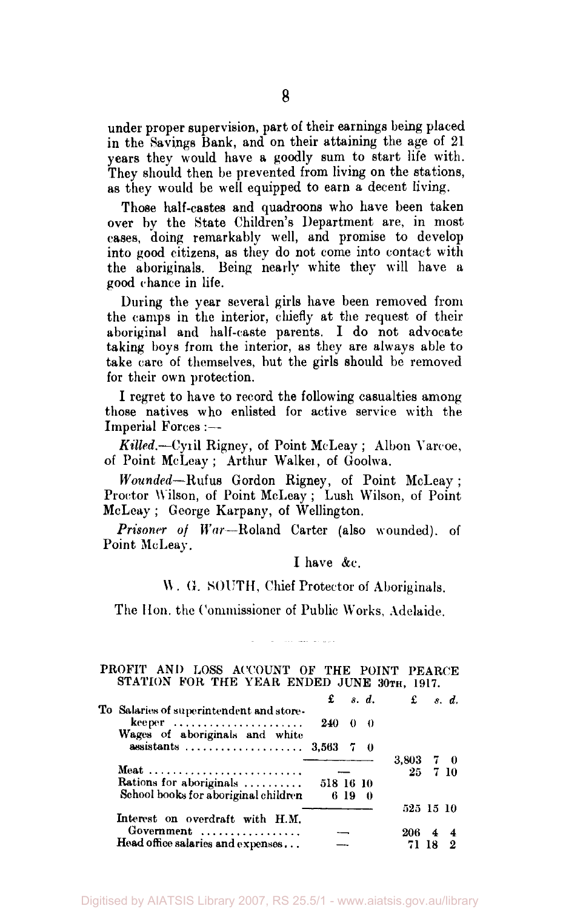under proper supervision, part of their earnings being placed in the Savings Bank, and on their attaining the age of 21 years they would have a goodly sum to start life with. They should then be prevented from living on the stations, as they would be well equipped to earn a decent living.

Those half-castes and quadroons who have been taken over by the State Children's Department are, in most cases, doing remarkably well, and promise to develop into good citizens, as they do not come into contact with the aboriginals. Being nearly white they will have a good chance in life.

During the year several girls have been removed from the camps in the interior, chiefly at the request of their aboriginal and half-caste parents. I do not advocate taking boys from the interior, as they are always able to take care of themselves, but the girls should be removed for their own protection.

I regret to have to record the following casualties among those natives who enlisted for active service with the Imperial Forces :—

*Killed.*—Cyril Rigney, of Point McLeay ; Albon Varcoe, of Point McLeay ; Arthur Walker, of Goolwa.

*Wounded*—Rufus Gordon Rigney, of Point McLeay ; Proctor Wilson, of Point McLeay ; Lush Wilson, of Point McLeay ; George Karpany, of Wellington.

*Prisoner of War*—Roland Carter (also wounded), of Point McLeay.

I have &c.

W. G. SOUTH, Chief Protector of Aboriginals.

The Hon. the Commissioner of Public Works, Adelaide.

PROFIT AND LOSS ACCOUNT OF THE POINT PEARCE STATION FOR THE YEAR ENDED JUNE 30TH, 1917.

| | £ s. d. | £ s. d. |
|---|---|---|
| To Salaries of superintendent and storekeeper | 240 0 0 | |
| Wages of aboriginals and white assistants | 3,563 7 0 | |
| | | 3,803 7 0 |
| Meat | — | 25 7 10 |
| Rations for aboriginals | 518 16 10 | |
| School books for aboriginal children | 6 19 0 | |
| | | 525 15 10 |
| Interest on overdraft with H.M. Government | — | 206 4 4 |
| Head office salaries and expenses | — | 71 18 2 |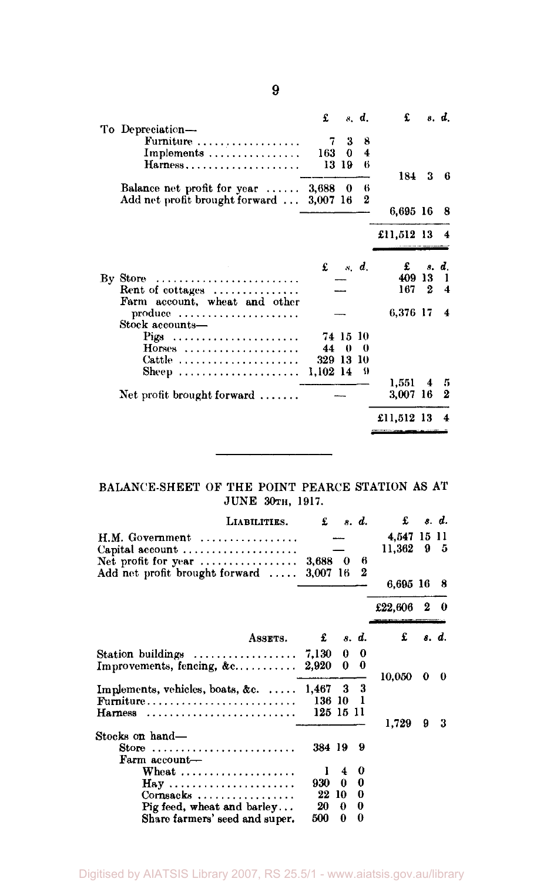| | £ s. d. | £ s. d. |
|---|---|---|
| To Depreciation— | | |
| Furniture | 7 3 8 | |
| Implements | 163 0 4 | |
| Harness | 13 19 6 | |
| | | 184 3 6 |
| Balance net profit for year | 3,688 0 6 | |
| Add net profit brought forward | 3,007 16 2 | |
| | | 6,695 16 8 |
| | | £11,512 13 4 |

| | £ s. d. | £ s. d. |
|---|---|---|
| By Store | — | 409 13 1 |
| Rent of cottages | — | 167 2 4 |
| Farm account, wheat and other produce | — | 6,376 17 4 |
| Stock accounts— | | |
| Pigs | 74 15 10 | |
| Horses | 44 0 0 | |
| Cattle | 329 13 10 | |
| Sheep | 1,102 14 9 | |
| | | 1,551 4 5 |
| Net profit brought forward | — | 3,007 16 2 |
| | | £11,512 13 4 |

---

BALANCE-SHEET OF THE POINT PEARCE STATION AS AT JUNE 30TH, 1917.

| LIABILITIES. | £ s. d. | £ s. d. |
|---|---|---|
| H.M. Government | — | 4,547 15 11 |
| Capital account | — | 11,362 9 5 |
| Net profit for year | 3,688 0 6 | |
| Add net profit brought forward | 3,007 16 2 | |
| | | 6,695 16 8 |
| | | £22,606 2 0 |

| ASSETS. | £ s. d. | £ s. d. |
|---|---|---|
| Station buildings | 7,130 0 0 | |
| Improvements, fencing, &c. | 2,920 0 0 | |
| | | 10,050 0 0 |
| Implements, vehicles, boats, &c. | 1,467 3 3 | |
| Furniture | 136 10 1 | |
| Harness | 125 15 11 | |
| | | 1,729 9 3 |
| Stocks on hand— | | |
| Store | 384 19 9 | |
| Farm account— | | |
| Wheat | 1 4 0 | |
| Hay | 930 0 0 | |
| Cornsacks | 22 10 0 | |
| Pig feed, wheat and barley | 20 0 0 | |
| Share farmers' seed and super. | 500 0 0 | |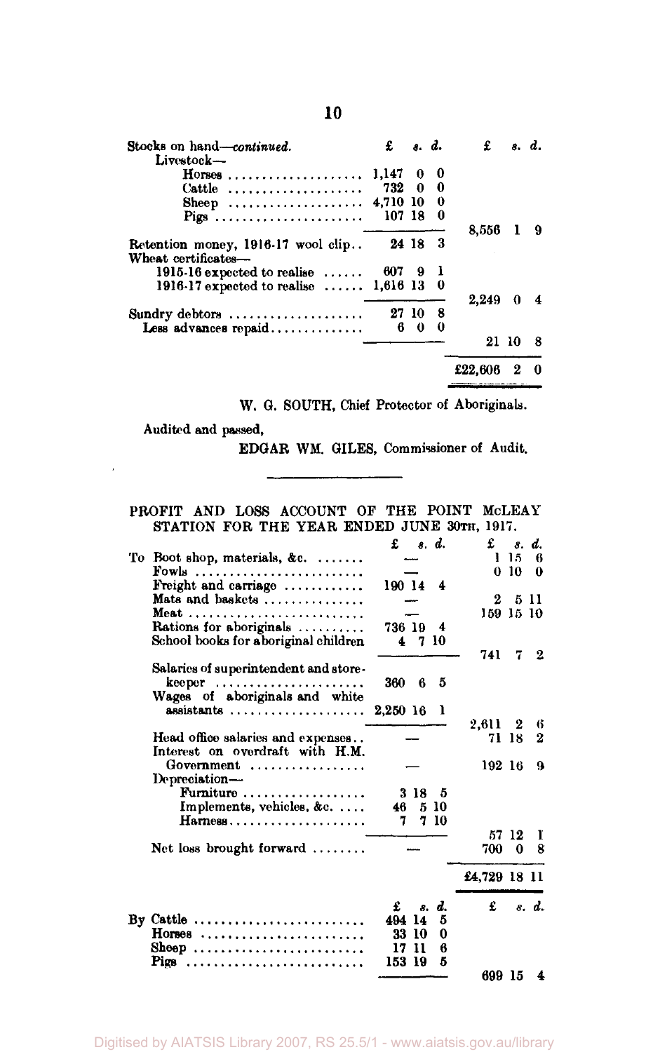| Stocks on hand—*continued.* | £ s. d. | £ s. d. |
|---|---|---|
| Livestock— | | |
| Horses | 1,147 0 0 | |
| Cattle | 732 0 0 | |
| Sheep | 4,710 10 0 | |
| Pigs | 107 18 0 | |
| | | 8,556 1 9 |
| Retention money, 1916-17 wool clip.. | 24 18 3 | |
| Wheat certificates— | | |
| 1915-16 expected to realise | 607 9 1 | |
| 1916-17 expected to realise | 1,616 13 0 | |
| | | 2,249 0 4 |
| Sundry debtors | 27 10 8 | |
| Less advances repaid | 6 0 0 | |
| | | 21 10 8 |
| | | £22,606 2 0 |

W. G. SOUTH, Chief Protector of Aboriginals.

Audited and passed,

EDGAR WM. GILES, Commissioner of Audit.

---

PROFIT AND LOSS ACCOUNT OF THE POINT McLEAY STATION FOR THE YEAR ENDED JUNE 30TH, 1917.

| | £ s. d. | £ s. d. |
|---|---|---|
| To Boot shop, materials, &c. | — | 1 15 6 |
| Fowls | — | 0 10 0 |
| Freight and carriage | 190 14 4 | |
| Mats and baskets | — | 2 5 11 |
| Meat | — | 159 15 10 |
| Rations for aboriginals | 736 19 4 | |
| School books for aboriginal children | 4 7 10 | |
| | | 741 7 2 |
| Salaries of superintendent and storekeeper | 360 6 5 | |
| Wages of aboriginals and white assistants | 2,250 16 1 | |
| | | 2,611 2 6 |
| Head office salaries and expenses.. | — | 71 18 2 |
| Interest on overdraft with H.M. Government | — | 192 16 9 |
| Depreciation— | | |
| Furniture | 3 18 5 | |
| Implements, vehicles, &c. | 46 5 10 | |
| Harness | 7 7 10 | |
| | | 57 12 1 |
| Net loss brought forward | — | 700 0 8 |
| | | £4,729 18 11 |

| | £ s. d. | £ s. d. |
|---|---|---|
| By Cattle | 494 14 5 | |
| Horses | 33 10 0 | |
| Sheep | 17 11 6 | |
| Pigs | 153 19 5 | |
| | | 699 15 4 |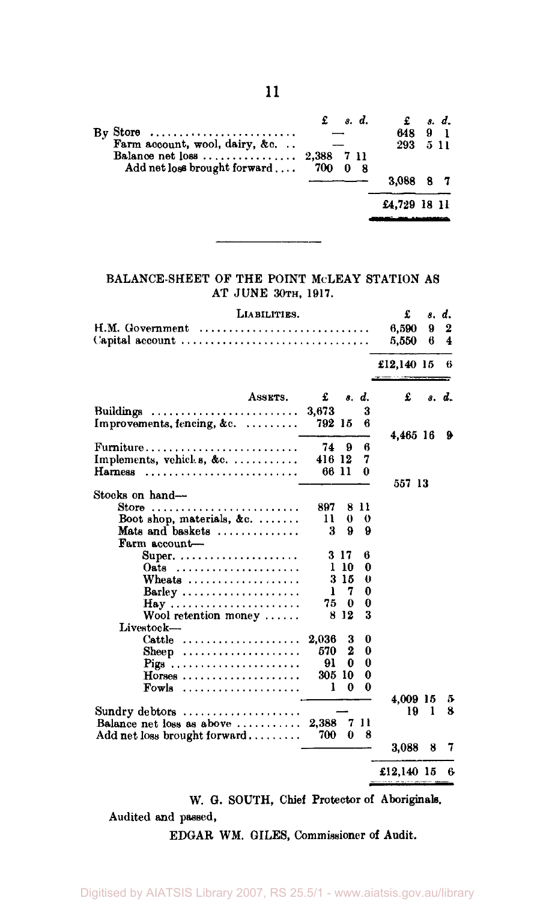| | £ s. d. | £ s. d. |
|---|---|---|
| By Store | — | 648 9 1 |
| Farm account, wool, dairy, &c. | — | 293 5 11 |
| Balance net loss | 2,388 7 11 | |
| Add net loss brought forward | 700 0 8 | |
| | | 3,088 8 7 |
| | | £4,729 18 11 |

---

## BALANCE-SHEET OF THE POINT McLEAY STATION AS AT JUNE 30TH, 1917.

| LIABILITIES. | £ s. d. |
|---|---|
| H.M. Government | 6,590 9 2 |
| Capital account | 5,550 6 4 |
| | £12,140 15 6 |

| ASSETS. | £ s. d. | £ s. d. |
|---|---|---|
| Buildings | 3,673 3 | |
| Improvements, fencing, &c. | 792 15 6 | |
| | | 4,465 16 9 |
| Furniture | 74 9 6 | |
| Implements, vehicles, &c. | 416 12 7 | |
| Harness | 66 11 0 | |
| | | 557 13 |
| Stocks on hand— | | |
| Store | 897 8 11 | |
| Boot shop, materials, &c. | 11 0 0 | |
| Mats and baskets | 3 9 9 | |
| Farm account— | | |
| Super. | 3 17 6 | |
| Oats | 1 10 0 | |
| Wheats | 3 15 0 | |
| Barley | 1 7 0 | |
| Hay | 75 0 0 | |
| Wool retention money | 8 12 3 | |
| Livestock— | | |
| Cattle | 2,036 3 0 | |
| Sheep | 570 2 0 | |
| Pigs | 91 0 0 | |
| Horses | 305 10 0 | |
| Fowls | 1 0 0 | |
| | | 4,009 15 5 |
| Sundry debtors | — | 19 1 8 |
| Balance net loss as above | 2,388 7 11 | |
| Add net loss brought forward | 700 0 8 | |
| | | 3,088 8 7 |
| | | £12,140 15 6 |

W. G. SOUTH, Chief Protector of Aboriginals.

Audited and passed,

EDGAR WM. GILES, Commissioner of Audit.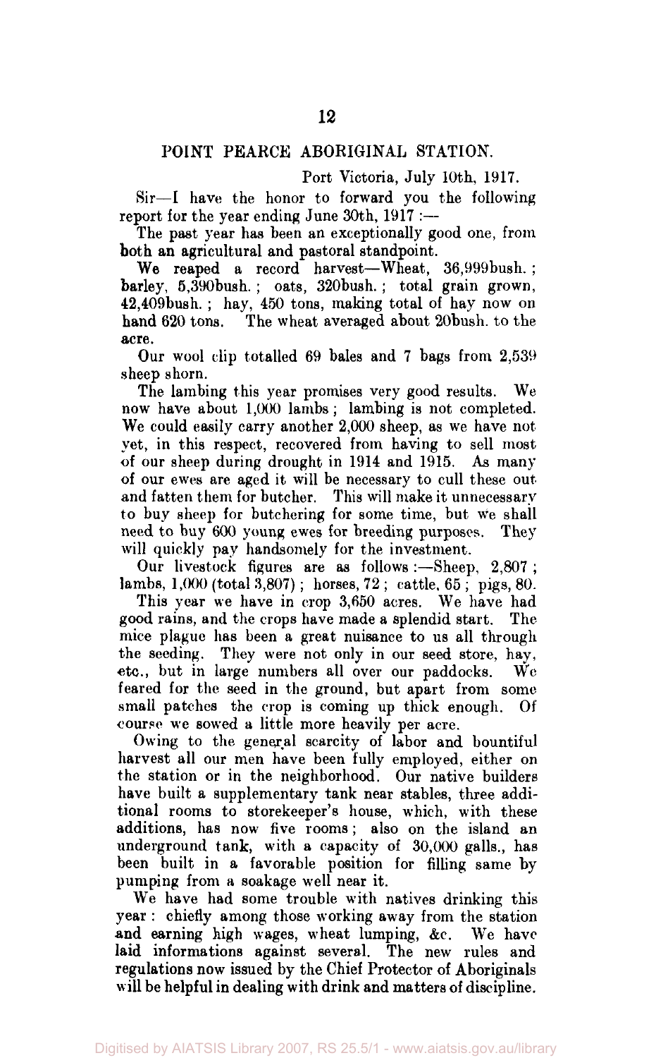## POINT PEARCE ABORIGINAL STATION.

Port Victoria, July 10th, 1917.

Sir—I have the honor to forward you the following report for the year ending June 30th, 1917 :—

The past year has been an exceptionally good one, from both an agricultural and pastoral standpoint.

We reaped a record harvest—Wheat, 36,999bush. ; barley, 5,390bush. ; oats, 320bush. ; total grain grown, 42,409bush. ; hay, 450 tons, making total of hay now on hand 620 tons. The wheat averaged about 20bush. to the acre.

Our wool clip totalled 69 bales and 7 bags from 2,539 sheep shorn.

The lambing this year promises very good results. We now have about 1,000 lambs ; lambing is not completed. We could easily carry another 2,000 sheep, as we have not yet, in this respect, recovered from having to sell most of our sheep during drought in 1914 and 1915. As many of our ewes are aged it will be necessary to cull these out and fatten them for butcher. This will make it unnecessary to buy sheep for butchering for some time, but we shall need to buy 600 young ewes for breeding purposes. They will quickly pay handsomely for the investment.

Our livestock figures are as follows :—Sheep, 2,807 ; lambs, 1,000 (total 3,807) ; horses, 72 ; cattle, 65 ; pigs, 80.

This year we have in crop 3,650 acres. We have had good rains, and the crops have made a splendid start. The mice plague has been a great nuisance to us all through the seeding. They were not only in our seed store, hay, etc., but in large numbers all over our paddocks. We feared for the seed in the ground, but apart from some small patches the crop is coming up thick enough. Of course we sowed a little more heavily per acre.

Owing to the general scarcity of labor and bountiful harvest all our men have been fully employed, either on the station or in the neighborhood. Our native builders have built a supplementary tank near stables, three additional rooms to storekeeper's house, which, with these additions, has now five rooms ; also on the island an underground tank, with a capacity of 30,000 galls., has been built in a favorable position for filling same by pumping from a soakage well near it.

We have had some trouble with natives drinking this year : chiefly among those working away from the station and earning high wages, wheat lumping, &c. We have laid informations against several. The new rules and regulations now issued by the Chief Protector of Aboriginals will be helpful in dealing with drink and matters of discipline.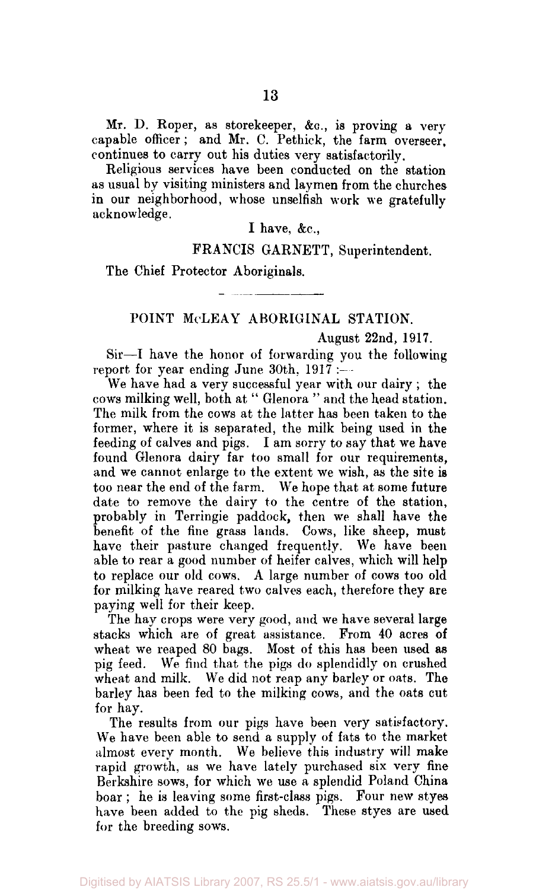Mr. D. Roper, as storekeeper, &c., is proving a very capable officer; and Mr. C. Pethick, the farm overseer, continues to carry out his duties very satisfactorily.

Religious services have been conducted on the station as usual by visiting ministers and laymen from the churches in our neighborhood, whose unselfish work we gratefully acknowledge.

I have, &c.,

FRANCIS GARNETT, Superintendent.

The Chief Protector Aboriginals.

---

## POINT McLEAY ABORIGINAL STATION.

August 22nd, 1917.

Sir—I have the honor of forwarding you the following report for year ending June 30th, 1917:—

We have had a very successful year with our dairy; the cows milking well, both at "Glenora" and the head station. The milk from the cows at the latter has been taken to the former, where it is separated, the milk being used in the feeding of calves and pigs. I am sorry to say that we have found Glenora dairy far too small for our requirements, and we cannot enlarge to the extent we wish, as the site is too near the end of the farm. We hope that at some future date to remove the dairy to the centre of the station, probably in Terringie paddock, then we shall have the benefit of the fine grass lands. Cows, like sheep, must have their pasture changed frequently. We have been able to rear a good number of heifer calves, which will help to replace our old cows. A large number of cows too old for milking have reared two calves each, therefore they are paying well for their keep.

The hay crops were very good, and we have several large stacks which are of great assistance. From 40 acres of wheat we reaped 80 bags. Most of this has been used as pig feed. We find that the pigs do splendidly on crushed wheat and milk. We did not reap any barley or oats. The barley has been fed to the milking cows, and the oats cut for hay.

The results from our pigs have been very satisfactory. We have been able to send a supply of fats to the market almost every month. We believe this industry will make rapid growth, as we have lately purchased six very fine Berkshire sows, for which we use a splendid Poland China boar; he is leaving some first-class pigs. Four new styes have been added to the pig sheds. These styes are used for the breeding sows.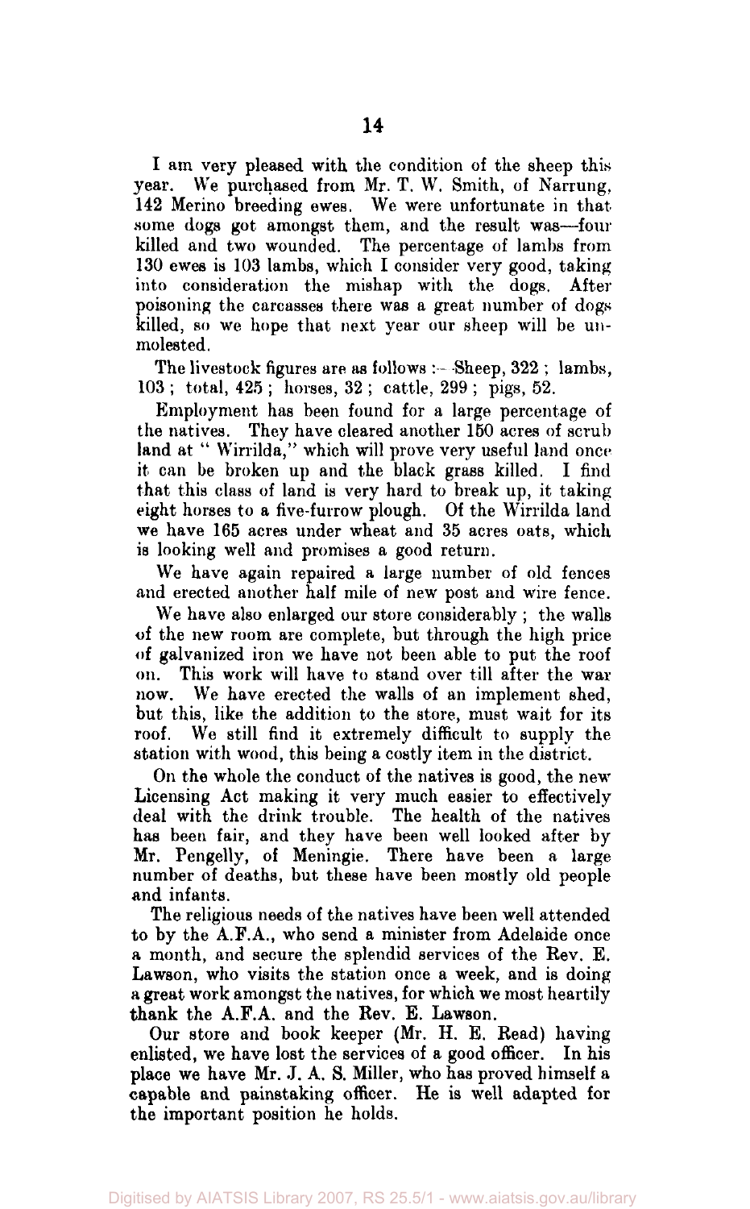I am very pleased with the condition of the sheep this year. We purchased from Mr. T. W. Smith, of Narrung, 142 Merino breeding ewes. We were unfortunate in that some dogs got amongst them, and the result was—four killed and two wounded. The percentage of lambs from 130 ewes is 103 lambs, which I consider very good, taking into consideration the mishap with the dogs. After poisoning the carcasses there was a great number of dogs killed, so we hope that next year our sheep will be unmolested.

The livestock figures are as follows :—Sheep, 322 ; lambs, 103 ; total, 425 ; horses, 32 ; cattle, 299 ; pigs, 52.

Employment has been found for a large percentage of the natives. They have cleared another 150 acres of scrub land at "Wirrilda," which will prove very useful land once it can be broken up and the black grass killed. I find that this class of land is very hard to break up, it taking eight horses to a five-furrow plough. Of the Wirrilda land we have 165 acres under wheat and 35 acres oats, which is looking well and promises a good return.

We have again repaired a large number of old fences and erected another half mile of new post and wire fence.

We have also enlarged our store considerably ; the walls of the new room are complete, but through the high price of galvanized iron we have not been able to put the roof on. This work will have to stand over till after the war now. We have erected the walls of an implement shed, but this, like the addition to the store, must wait for its roof. We still find it extremely difficult to supply the station with wood, this being a costly item in the district.

On the whole the conduct of the natives is good, the new Licensing Act making it very much easier to effectively deal with the drink trouble. The health of the natives has been fair, and they have been well looked after by Mr. Pengelly, of Meningie. There have been a large number of deaths, but these have been mostly old people and infants.

The religious needs of the natives have been well attended to by the A.F.A., who send a minister from Adelaide once a month, and secure the splendid services of the Rev. E. Lawson, who visits the station once a week, and is doing a great work amongst the natives, for which we most heartily thank the A.F.A. and the Rev. E. Lawson.

Our store and book keeper (Mr. H. E. Read) having enlisted, we have lost the services of a good officer. In his place we have Mr. J. A. S. Miller, who has proved himself a capable and painstaking officer. He is well adapted for the important position he holds.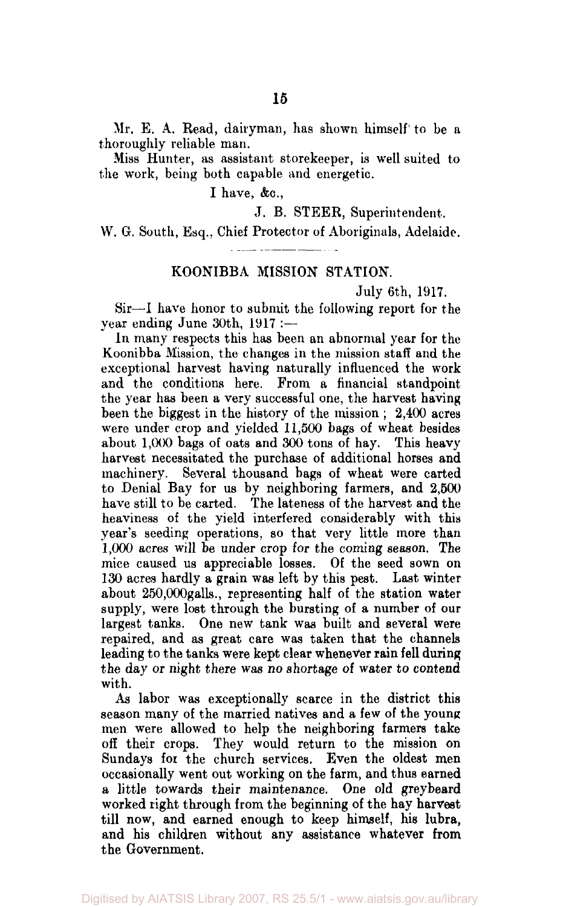Mr. E. A. Read, dairyman, has shown himself to be a thoroughly reliable man.

Miss Hunter, as assistant storekeeper, is well suited to the work, being both capable and energetic.

I have, &c.,

J. B. STEER, Superintendent.

W. G. South, Esq., Chief Protector of Aboriginals, Adelaide.

---

## KOONIBBA MISSION STATION.

July 6th, 1917.

Sir—I have honor to submit the following report for the year ending June 30th, 1917 :—

In many respects this has been an abnormal year for the Koonibba Mission, the changes in the mission staff and the exceptional harvest having naturally influenced the work and the conditions here. From a financial standpoint the year has been a very successful one, the harvest having been the biggest in the history of the mission ; 2,400 acres were under crop and yielded 11,500 bags of wheat besides about 1,000 bags of oats and 300 tons of hay. This heavy harvest necessitated the purchase of additional horses and machinery. Several thousand bags of wheat were carted to Denial Bay for us by neighboring farmers, and 2,500 have still to be carted. The lateness of the harvest and the heaviness of the yield interfered considerably with this year's seeding operations, so that very little more than 1,000 acres will be under crop for the coming season. The mice caused us appreciable losses. Of the seed sown on 130 acres hardly a grain was left by this pest. Last winter about 250,000galls., representing half of the station water supply, were lost through the bursting of a number of our largest tanks. One new tank was built and several were repaired, and as great care was taken that the channels leading to the tanks were kept clear whenever rain fell during the day or night there was no shortage of water to contend with.

As labor was exceptionally scarce in the district this season many of the married natives and a few of the young men were allowed to help the neighboring farmers take off their crops. They would return to the mission on Sundays for the church services. Even the oldest men occasionally went out working on the farm, and thus earned a little towards their maintenance. One old greybeard worked right through from the beginning of the hay harvest till now, and earned enough to keep himself, his lubra, and his children without any assistance whatever from the Government.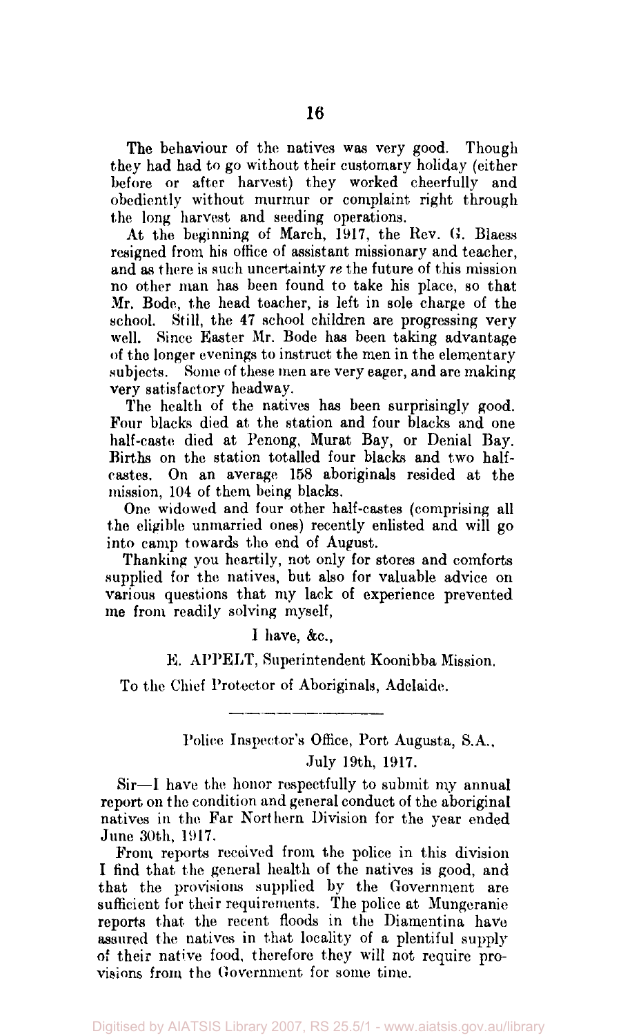The behaviour of the natives was very good. Though they had had to go without their customary holiday (either before or after harvest) they worked cheerfully and obediently without murmur or complaint right through the long harvest and seeding operations.

At the beginning of March, 1917, the Rev. G. Blaess resigned from his office of assistant missionary and teacher, and as there is such uncertainty *re* the future of this mission no other man has been found to take his place, so that Mr. Bode, the head teacher, is left in sole charge of the school. Still, the 47 school children are progressing very well. Since Easter Mr. Bode has been taking advantage of the longer evenings to instruct the men in the elementary subjects. Some of these men are very eager, and are making very satisfactory headway.

The health of the natives has been surprisingly good. Four blacks died at the station and four blacks and one half-caste died at Penong, Murat Bay, or Denial Bay. Births on the station totalled four blacks and two half-castes. On an average 158 aboriginals resided at the mission, 104 of them being blacks.

One widowed and four other half-castes (comprising all the eligible unmarried ones) recently enlisted and will go into camp towards the end of August.

Thanking you heartily, not only for stores and comforts supplied for the natives, but also for valuable advice on various questions that my lack of experience prevented me from readily solving myself,

I have, &c.,

E. APPELT, Superintendent Koonibba Mission.

To the Chief Protector of Aboriginals, Adelaide.

---

Police Inspector's Office, Port Augusta, S.A.,
July 19th, 1917.

Sir—I have the honor respectfully to submit my annual report on the condition and general conduct of the aboriginal natives in the Far Northern Division for the year ended June 30th, 1917.

From reports received from the police in this division I find that the general health of the natives is good, and that the provisions supplied by the Government are sufficient for their requirements. The police at Mungeranie reports that the recent floods in the Diamentina have assured the natives in that locality of a plentiful supply of their native food, therefore they will not require provisions from the Government for some time.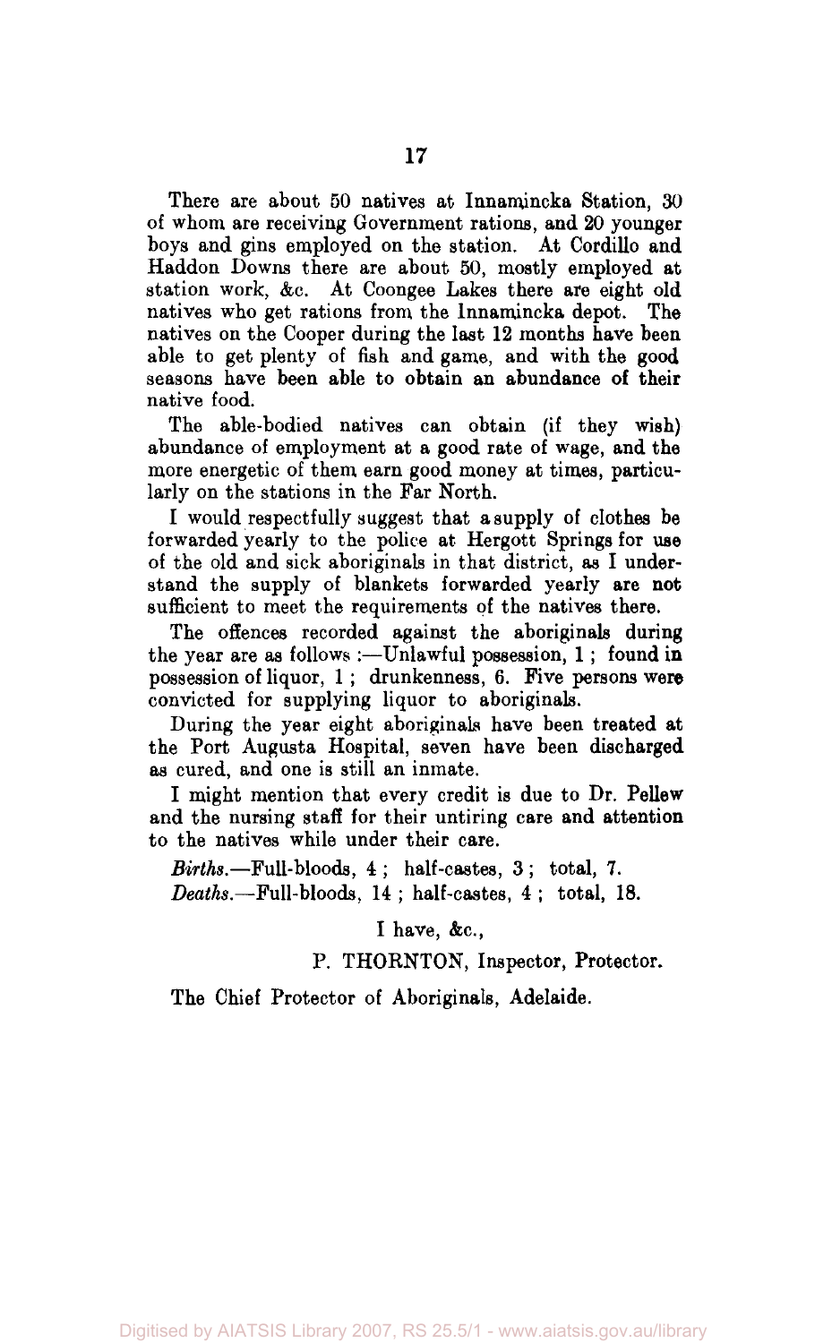There are about 50 natives at Innamincka Station, 30 of whom are receiving Government rations, and 20 younger boys and gins employed on the station. At Cordillo and Haddon Downs there are about 50, mostly employed at station work, &c. At Coongee Lakes there are eight old natives who get rations from the Innamincka depot. The natives on the Cooper during the last 12 months have been able to get plenty of fish and game, and with the good seasons have been able to obtain an abundance of their native food.

The able-bodied natives can obtain (if they wish) abundance of employment at a good rate of wage, and the more energetic of them earn good money at times, particularly on the stations in the Far North.

I would respectfully suggest that a supply of clothes be forwarded yearly to the police at Hergott Springs for use of the old and sick aboriginals in that district, as I understand the supply of blankets forwarded yearly are not sufficient to meet the requirements of the natives there.

The offences recorded against the aboriginals during the year are as follows :—Unlawful possession, 1 ; found in possession of liquor, 1 ; drunkenness, 6. Five persons were convicted for supplying liquor to aboriginals.

During the year eight aboriginals have been treated at the Port Augusta Hospital, seven have been discharged as cured, and one is still an inmate.

I might mention that every credit is due to Dr. Pellew and the nursing staff for their untiring care and attention to the natives while under their care.

*Births.*—Full-bloods, 4 ; half-castes, 3 ; total, 7.

*Deaths.*—Full-bloods, 14 ; half-castes, 4 ; total, 18.

I have, &c.,

P. THORNTON, Inspector, Protector.

The Chief Protector of Aboriginals, Adelaide.